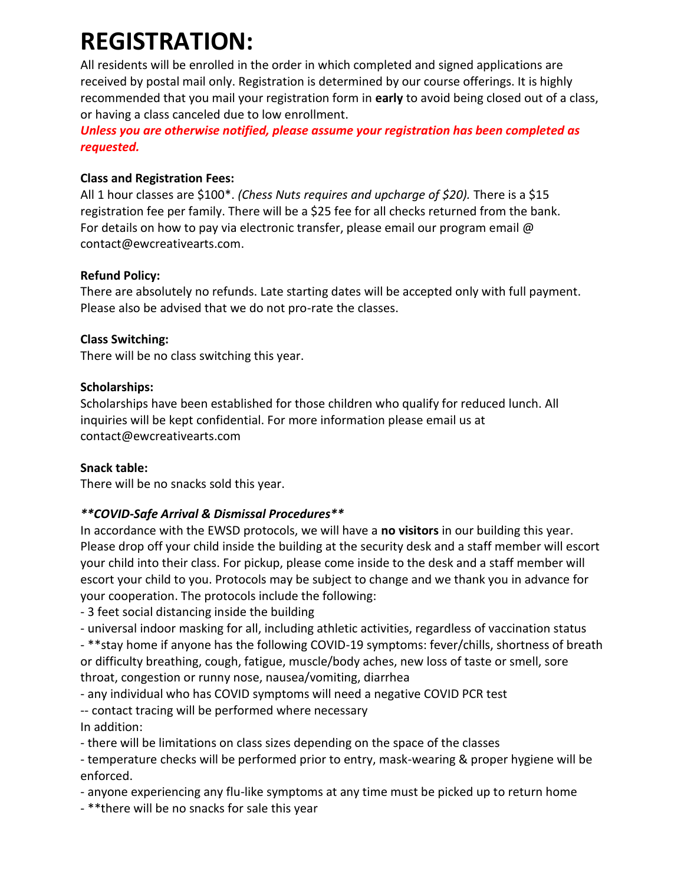# REGISTRATION:

All residents will be enrolled in the order in which completed and signed applications are received by postal mail only. Registration is determined by our course offerings. It is highly recommended that you mail your registration form in **early** to avoid being closed out of a class, or having a class canceled due to low enrollment.

***Unless you are otherwise notified, please assume your registration has been completed as requested.***

**Class and Registration Fees:**

All 1 hour classes are $100*. *(Chess Nuts requires and upcharge of $20).* There is a $15 registration fee per family. There will be a $25 fee for all checks returned from the bank. For details on how to pay via electronic transfer, please email our program email @ contact@ewcreativearts.com.

**Refund Policy:**

There are absolutely no refunds. Late starting dates will be accepted only with full payment. Please also be advised that we do not pro-rate the classes.

**Class Switching:**

There will be no class switching this year.

**Scholarships:**

Scholarships have been established for those children who qualify for reduced lunch. All inquiries will be kept confidential. For more information please email us at contact@ewcreativearts.com

**Snack table:**

There will be no snacks sold this year.

***\*\*COVID-Safe Arrival & Dismissal Procedures\*\****

In accordance with the EWSD protocols, we will have a **no visitors** in our building this year. Please drop off your child inside the building at the security desk and a staff member will escort your child into their class. For pickup, please come inside to the desk and a staff member will escort your child to you. Protocols may be subject to change and we thank you in advance for your cooperation. The protocols include the following:

- 3 feet social distancing inside the building
- universal indoor masking for all, including athletic activities, regardless of vaccination status
- **stay home if anyone has the following COVID-19 symptoms: fever/chills, shortness of breath or difficulty breathing, cough, fatigue, muscle/body aches, new loss of taste or smell, sore throat, congestion or runny nose, nausea/vomiting, diarrhea
- any individual who has COVID symptoms will need a negative COVID PCR test
-- contact tracing will be performed where necessary

In addition:

- there will be limitations on class sizes depending on the space of the classes
- temperature checks will be performed prior to entry, mask-wearing & proper hygiene will be enforced.
- anyone experiencing any flu-like symptoms at any time must be picked up to return home
- **there will be no snacks for sale this year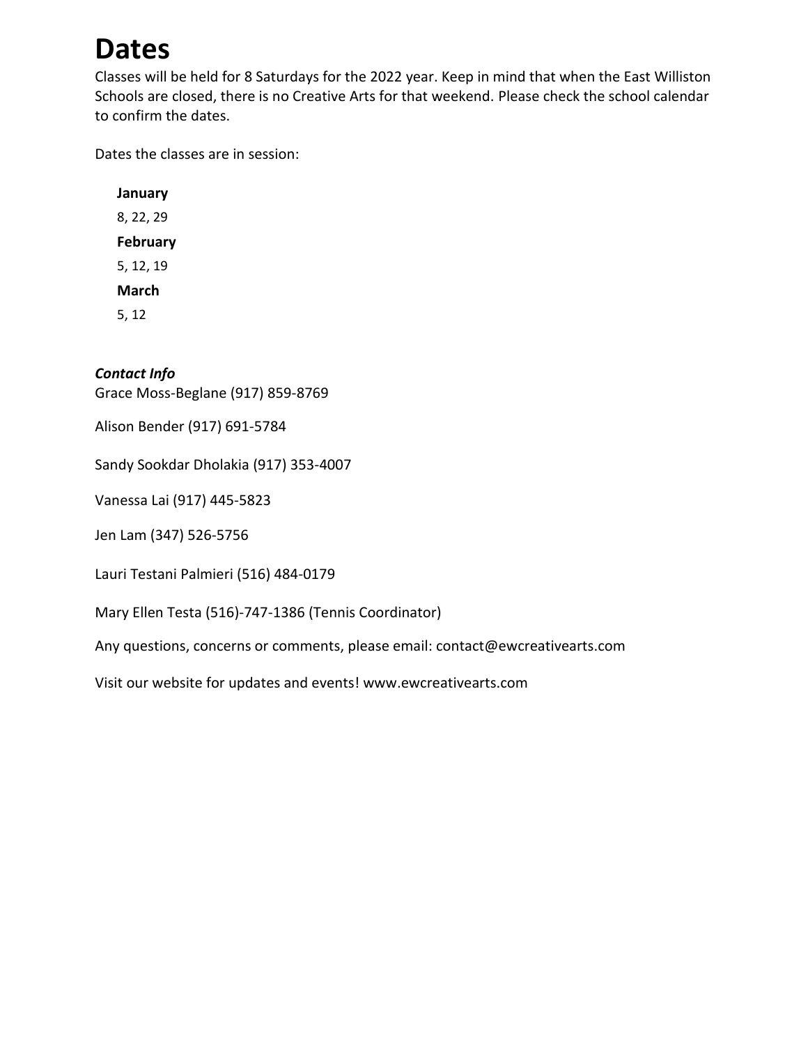# Dates

Classes will be held for 8 Saturdays for the 2022 year. Keep in mind that when the East Williston Schools are closed, there is no Creative Arts for that weekend. Please check the school calendar to confirm the dates.

Dates the classes are in session:

**January**

8, 22, 29

**February**

5, 12, 19

**March**

5, 12

***Contact Info***

Grace Moss-Beglane (917) 859-8769

Alison Bender (917) 691-5784

Sandy Sookdar Dholakia (917) 353-4007

Vanessa Lai (917) 445-5823

Jen Lam (347) 526-5756

Lauri Testani Palmieri (516) 484-0179

Mary Ellen Testa (516)-747-1386 (Tennis Coordinator)

Any questions, concerns or comments, please email: contact@ewcreativearts.com

Visit our website for updates and events! www.ewcreativearts.com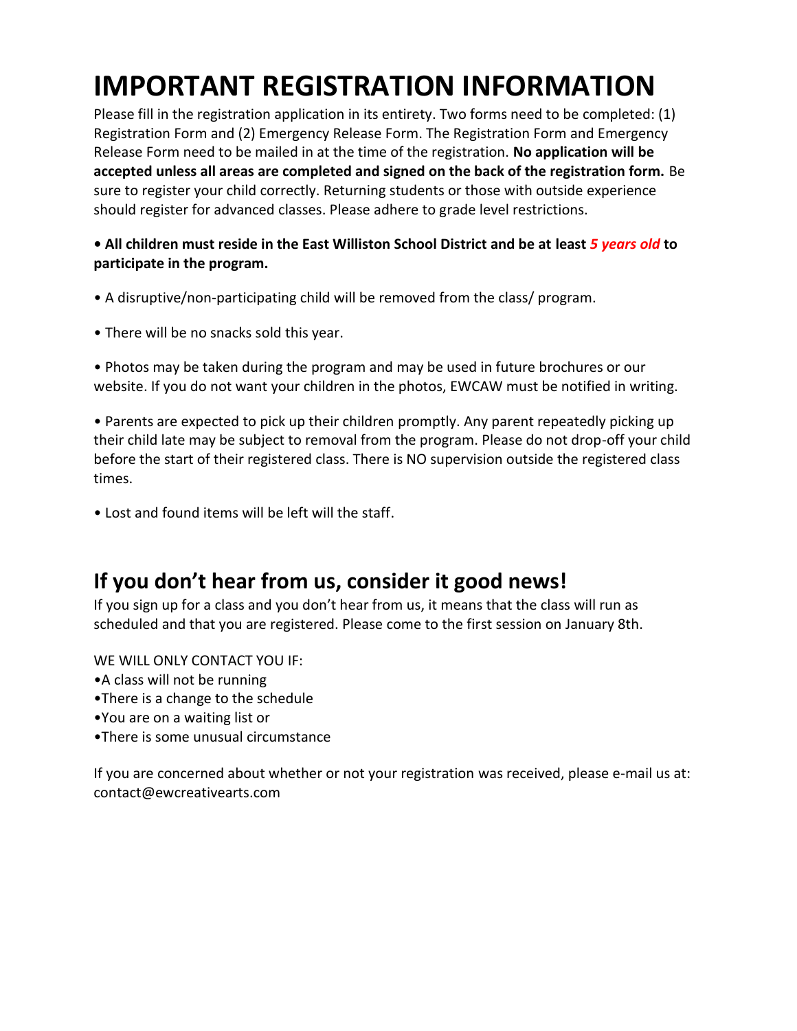# IMPORTANT REGISTRATION INFORMATION

Please fill in the registration application in its entirety. Two forms need to be completed: (1) Registration Form and (2) Emergency Release Form. The Registration Form and Emergency Release Form need to be mailed in at the time of the registration. **No application will be accepted unless all areas are completed and signed on the back of the registration form.** Be sure to register your child correctly. Returning students or those with outside experience should register for advanced classes. Please adhere to grade level restrictions.

**• All children must reside in the East Williston School District and be at least *5 years old* to participate in the program.**

• A disruptive/non-participating child will be removed from the class/ program.

• There will be no snacks sold this year.

• Photos may be taken during the program and may be used in future brochures or our website. If you do not want your children in the photos, EWCAW must be notified in writing.

• Parents are expected to pick up their children promptly. Any parent repeatedly picking up their child late may be subject to removal from the program. Please do not drop-off your child before the start of their registered class. There is NO supervision outside the registered class times.

• Lost and found items will be left will the staff.

## If you don't hear from us, consider it good news!

If you sign up for a class and you don't hear from us, it means that the class will run as scheduled and that you are registered. Please come to the first session on January 8th.

WE WILL ONLY CONTACT YOU IF:

- A class will not be running
- There is a change to the schedule
- You are on a waiting list or
- There is some unusual circumstance

If you are concerned about whether or not your registration was received, please e-mail us at: contact@ewcreativearts.com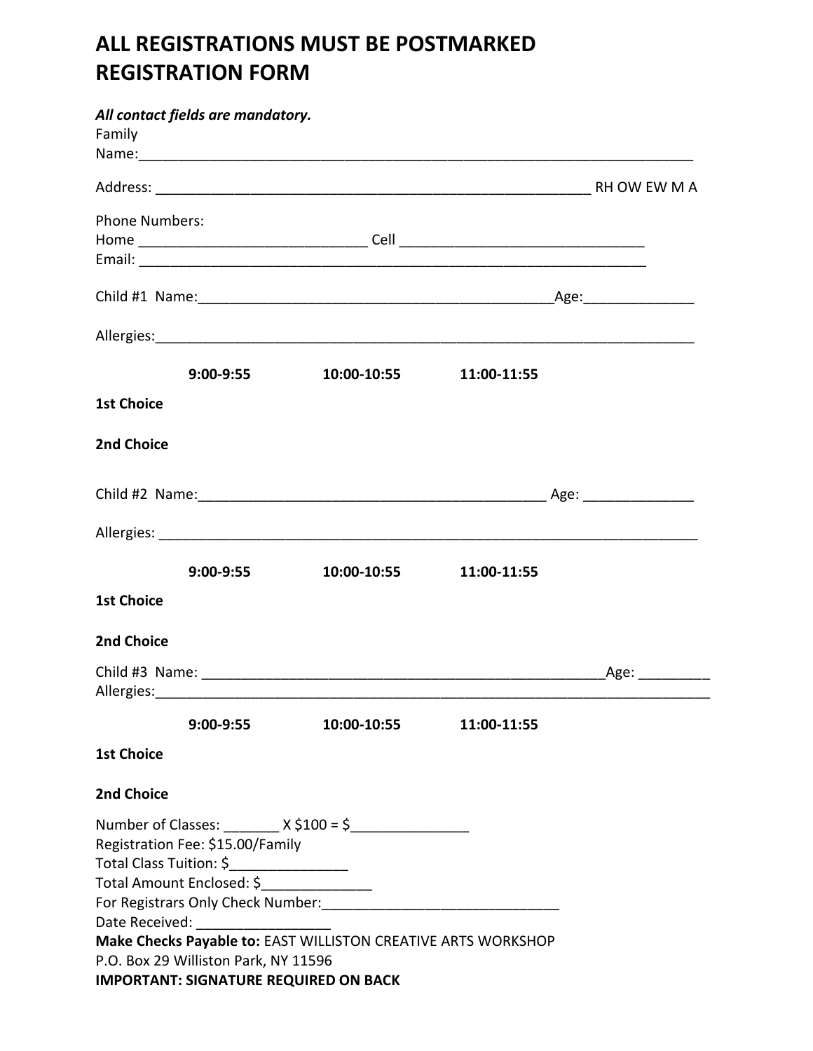# ALL REGISTRATIONS MUST BE POSTMARKED
# REGISTRATION FORM

***All contact fields are mandatory.***

Family Name:___________________________________________________________________________

Address: ___________________________________________________________ RH OW EW M A

Phone Numbers:
Home _____________________________ Cell _______________________________
Email: _________________________________________________________________

Child #1 Name:______________________________________________Age:______________

Allergies:_______________________________________________________________________

| | 9:00-9:55 | 10:00-10:55 | 11:00-11:55 |
|---|---|---|---|
| **1st Choice** | | | |
| **2nd Choice** | | | |

Child #2 Name:_____________________________________________ Age: ______________

Allergies: ______________________________________________________________________

| | 9:00-9:55 | 10:00-10:55 | 11:00-11:55 |
|---|---|---|---|
| **1st Choice** | | | |
| **2nd Choice** | | | |

Child #3 Name: ___________________________________________________Age: _________
Allergies:_________________________________________________________________________

| | 9:00-9:55 | 10:00-10:55 | 11:00-11:55 |
|---|---|---|---|
| **1st Choice** | | | |
| **2nd Choice** | | | |

Number of Classes: _______ X $100 = $_______________
Registration Fee: $15.00/Family
Total Class Tuition: $_______________
Total Amount Enclosed: $______________
For Registrars Only Check Number:______________________________
Date Received: _________________
**Make Checks Payable to:** EAST WILLISTON CREATIVE ARTS WORKSHOP
P.O. Box 29 Williston Park, NY 11596
**IMPORTANT: SIGNATURE REQUIRED ON BACK**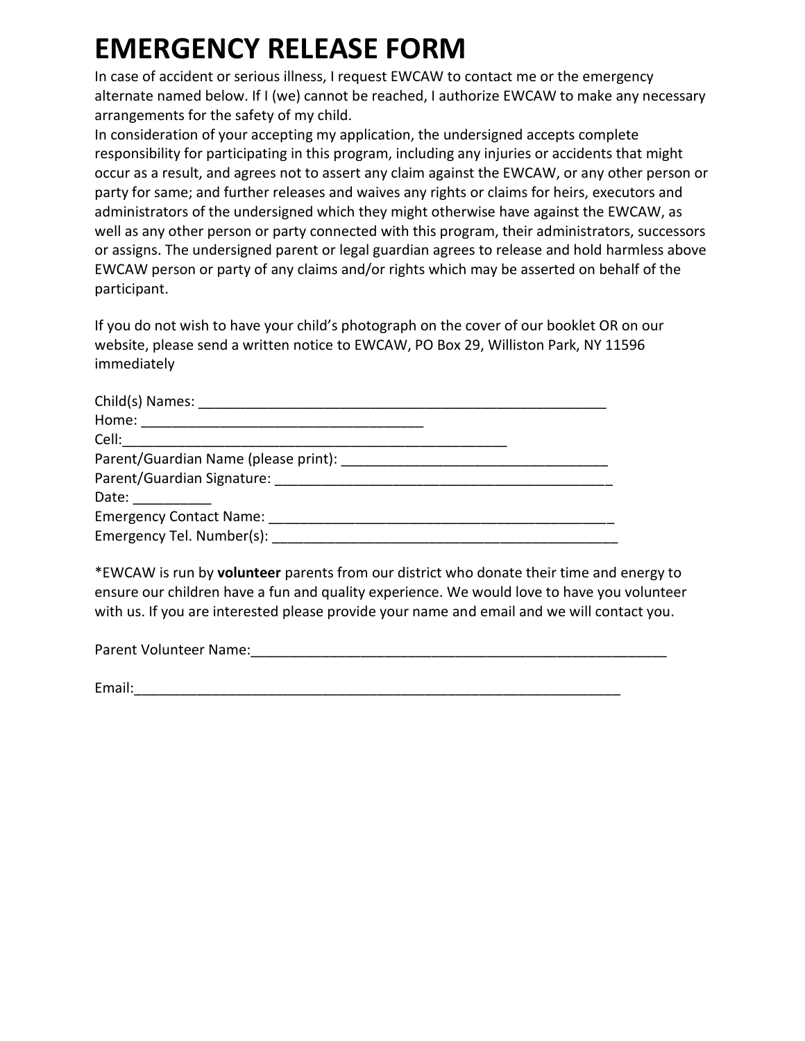# EMERGENCY RELEASE FORM

In case of accident or serious illness, I request EWCAW to contact me or the emergency alternate named below. If I (we) cannot be reached, I authorize EWCAW to make any necessary arrangements for the safety of my child.

In consideration of your accepting my application, the undersigned accepts complete responsibility for participating in this program, including any injuries or accidents that might occur as a result, and agrees not to assert any claim against the EWCAW, or any other person or party for same; and further releases and waives any rights or claims for heirs, executors and administrators of the undersigned which they might otherwise have against the EWCAW, as well as any other person or party connected with this program, their administrators, successors or assigns. The undersigned parent or legal guardian agrees to release and hold harmless above EWCAW person or party of any claims and/or rights which may be asserted on behalf of the participant.

If you do not wish to have your child's photograph on the cover of our booklet OR on our website, please send a written notice to EWCAW, PO Box 29, Williston Park, NY 11596 immediately

Child(s) Names: ______________________________________________________

Home: ____________________________________

Cell:____________________________________________________

Parent/Guardian Name (please print): __________________________________

Parent/Guardian Signature: ____________________________________________

Date: __________

Emergency Contact Name: _____________________________________________

Emergency Tel. Number(s): ____________________________________________

*EWCAW is run by **volunteer** parents from our district who donate their time and energy to ensure our children have a fun and quality experience. We would love to have you volunteer with us. If you are interested please provide your name and email and we will contact you.

Parent Volunteer Name:______________________________________________________

Email:______________________________________________________________